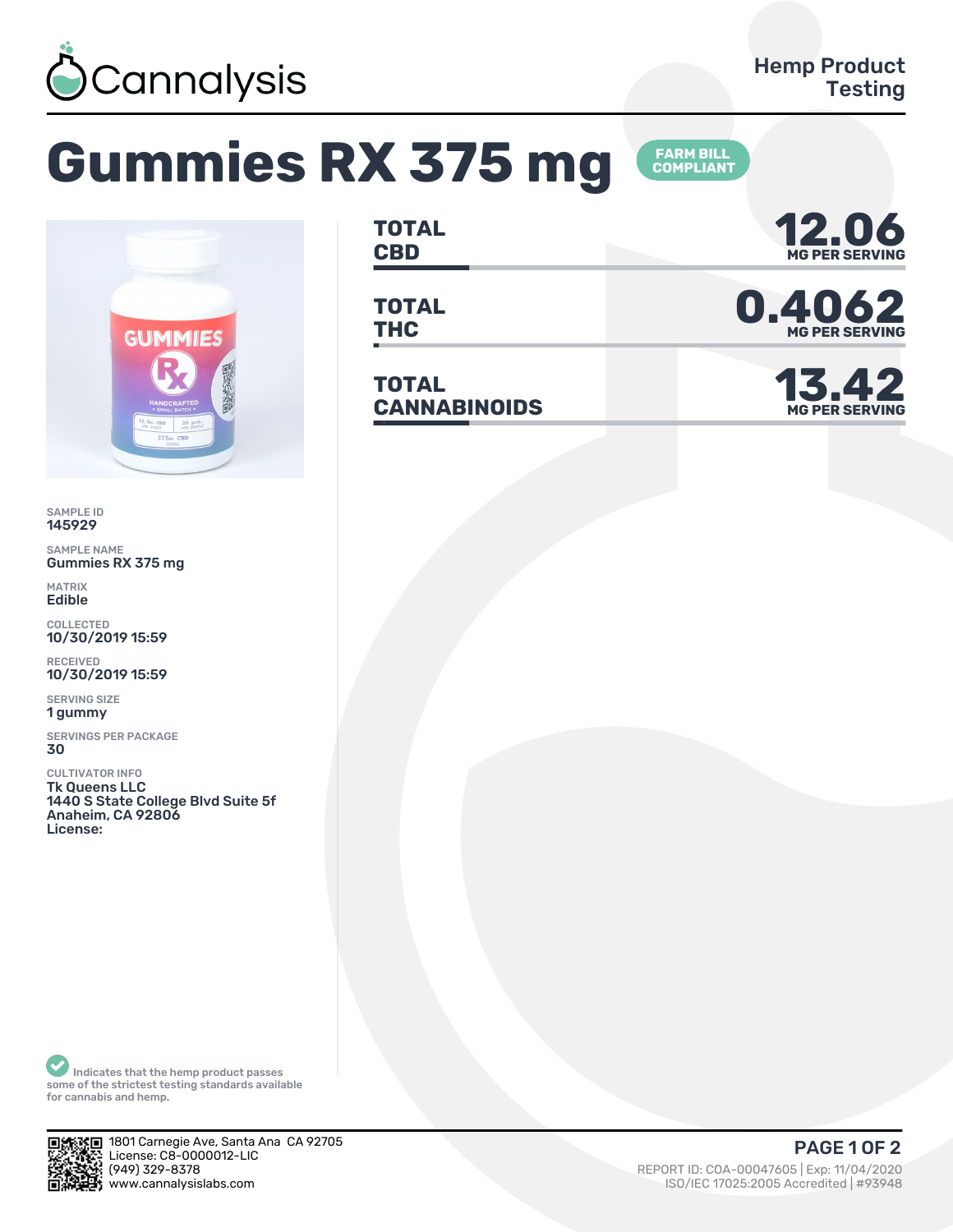Cannalysis

Hemp Product Testing

# Gummies RX 375 mg

FARM BILL COMPLIANT

| | |
|---|---|
| **TOTAL CBD** | **12.06** MG PER SERVING |
| **TOTAL THC** | **0.4062** MG PER SERVING |
| **TOTAL CANNABINOIDS** | **13.42** MG PER SERVING |

SAMPLE ID
**145929**

SAMPLE NAME
**Gummies RX 375 mg**

MATRIX
**Edible**

COLLECTED
**10/30/2019 15:59**

RECEIVED
**10/30/2019 15:59**

SERVING SIZE
**1 gummy**

SERVINGS PER PACKAGE
**30**

CULTIVATOR INFO
**Tk Queens LLC**
**1440 S State College Blvd Suite 5f**
**Anaheim, CA 92806**
**License:**

Indicates that the hemp product passes some of the strictest testing standards available for cannabis and hemp.

1801 Carnegie Ave, Santa Ana CA 92705
License: C8-0000012-LIC
(949) 329-8378
www.cannalysislabs.com

REPORT ID: COA-00047605 | Exp: 11/04/2020
ISO/IEC 17025:2005 Accredited | #93948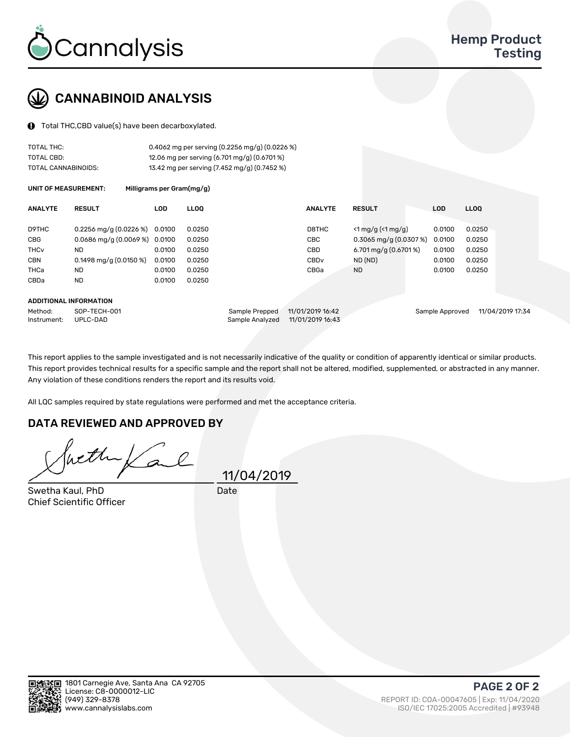# Cannalysis

**Hemp Product Testing**

## CANNABINOID ANALYSIS

Total THC,CBD value(s) have been decarboxylated.

| | |
|---|---|
| TOTAL THC: | 0.4062 mg per serving (0.2256 mg/g) (0.0226 %) |
| TOTAL CBD: | 12.06 mg per serving (6.701 mg/g) (0.6701 %) |
| TOTAL CANNABINOIDS: | 13.42 mg per serving (7.452 mg/g) (0.7452 %) |

**UNIT OF MEASUREMENT:** Milligrams per Gram(mg/g)

| ANALYTE | RESULT | LOD | LLOQ | ANALYTE | RESULT | LOD | LLOQ |
|---|---|---|---|---|---|---|---|
| D9THC | 0.2256 mg/g (0.0226 %) | 0.0100 | 0.0250 | D8THC | <1 mg/g (<1 mg/g) | 0.0100 | 0.0250 |
| CBG | 0.0686 mg/g (0.0069 %) | 0.0100 | 0.0250 | CBC | 0.3065 mg/g (0.0307 %) | 0.0100 | 0.0250 |
| THCv | ND | 0.0100 | 0.0250 | CBD | 6.701 mg/g (0.6701 %) | 0.0100 | 0.0250 |
| CBN | 0.1498 mg/g (0.0150 %) | 0.0100 | 0.0250 | CBDv | ND (ND) | 0.0100 | 0.0250 |
| THCa | ND | 0.0100 | 0.0250 | CBGa | ND | 0.0100 | 0.0250 |
| CBDa | ND | 0.0100 | 0.0250 | | | | |

**ADDITIONAL INFORMATION**

| | | | | | |
|---|---|---|---|---|---|
| Method: | SOP-TECH-001 | Sample Prepped | 11/01/2019 16:42 | Sample Approved | 11/04/2019 17:34 |
| Instrument: | UPLC-DAD | Sample Analyzed | 11/01/2019 16:43 | | |

This report applies to the sample investigated and is not necessarily indicative of the quality or condition of apparently identical or similar products. This report provides technical results for a specific sample and the report shall not be altered, modified, supplemented, or abstracted in any manner. Any violation of these conditions renders the report and its results void.

All LQC samples required by state regulations were performed and met the acceptance criteria.

## DATA REVIEWED AND APPROVED BY

Swetha Kaul, PhD
Chief Scientific Officer

Date: 11/04/2019

1801 Carnegie Ave, Santa Ana CA 92705
License: C8-0000012-LIC
(949) 329-8378
www.cannalysislabs.com

REPORT ID: COA-00047605 | Exp: 11/04/2020
ISO/IEC 17025:2005 Accredited | #93948